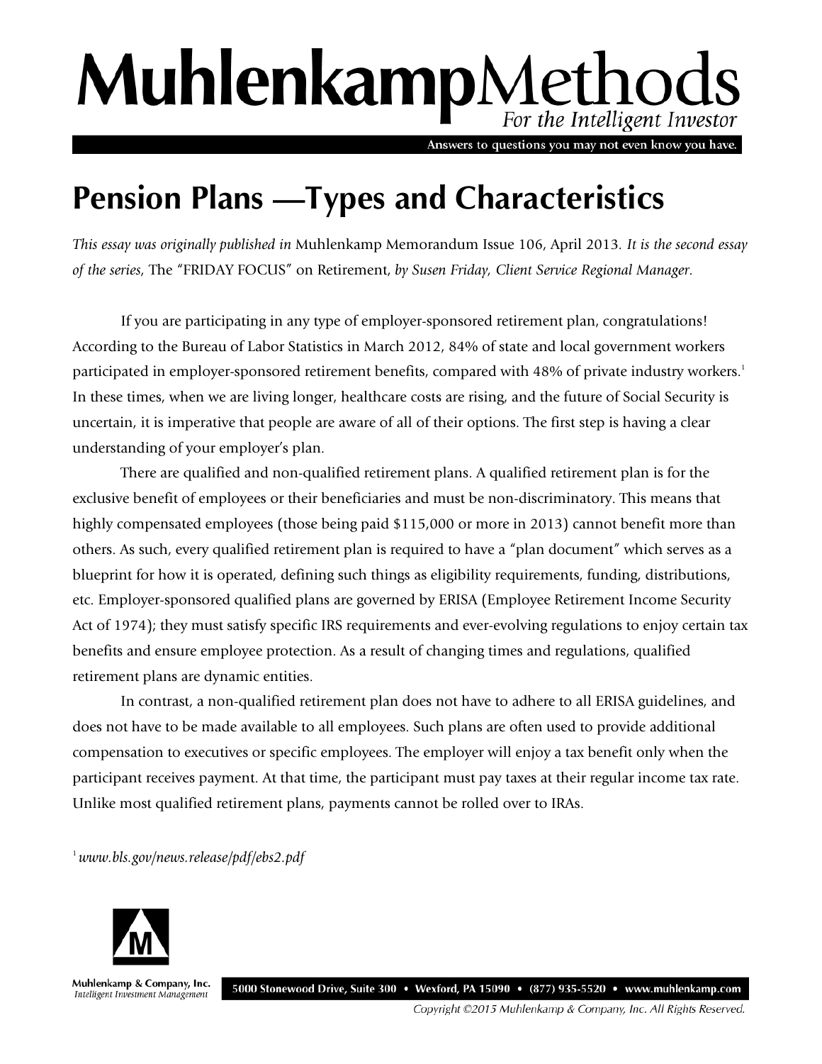# MuhlenkampMethods

*For the Intelligent Investor*

Answers to questions you may not even know you have.

## Pension Plans —Types and Characteristics

*This essay was originally published in* Muhlenkamp Memorandum Issue 106, April 2013. *It is the second essay of the series,* The "FRIDAY FOCUS" on Retirement, *by Susen Friday, Client Service Regional Manager.*

If you are participating in any type of employer-sponsored retirement plan, congratulations! According to the Bureau of Labor Statistics in March 2012, 84% of state and local government workers participated in employer-sponsored retirement benefits, compared with 48% of private industry workers.[1] In these times, when we are living longer, healthcare costs are rising, and the future of Social Security is uncertain, it is imperative that people are aware of all of their options. The first step is having a clear understanding of your employer's plan.

There are qualified and non-qualified retirement plans. A qualified retirement plan is for the exclusive benefit of employees or their beneficiaries and must be non-discriminatory. This means that highly compensated employees (those being paid $115,000 or more in 2013) cannot benefit more than others. As such, every qualified retirement plan is required to have a "plan document" which serves as a blueprint for how it is operated, defining such things as eligibility requirements, funding, distributions, etc. Employer-sponsored qualified plans are governed by ERISA (Employee Retirement Income Security Act of 1974); they must satisfy specific IRS requirements and ever-evolving regulations to enjoy certain tax benefits and ensure employee protection. As a result of changing times and regulations, qualified retirement plans are dynamic entities.

In contrast, a non-qualified retirement plan does not have to adhere to all ERISA guidelines, and does not have to be made available to all employees. Such plans are often used to provide additional compensation to executives or specific employees. The employer will enjoy a tax benefit only when the participant receives payment. At that time, the participant must pay taxes at their regular income tax rate. Unlike most qualified retirement plans, payments cannot be rolled over to IRAs.

[1] *www.bls.gov/news.release/pdf/ebs2.pdf*

Muhlenkamp & Company, Inc.
*Intelligent Investment Management*

5000 Stonewood Drive, Suite 300 • Wexford, PA 15090 • (877) 935-5520 • www.muhlenkamp.com

*Copyright ©2015 Muhlenkamp & Company, Inc. All Rights Reserved.*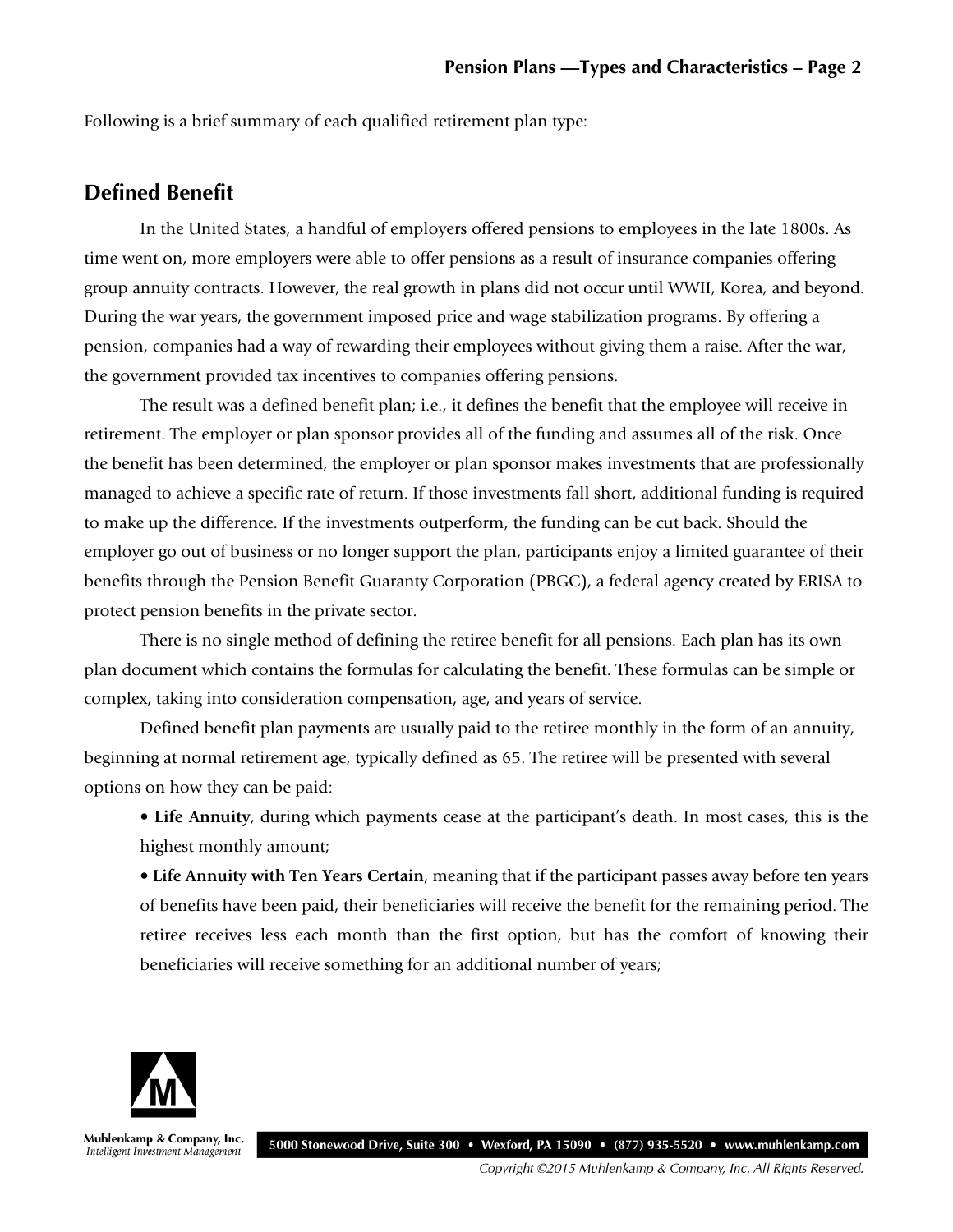Following is a brief summary of each qualified retirement plan type:

## Defined Benefit

In the United States, a handful of employers offered pensions to employees in the late 1800s. As time went on, more employers were able to offer pensions as a result of insurance companies offering group annuity contracts. However, the real growth in plans did not occur until WWII, Korea, and beyond. During the war years, the government imposed price and wage stabilization programs. By offering a pension, companies had a way of rewarding their employees without giving them a raise. After the war, the government provided tax incentives to companies offering pensions.

The result was a defined benefit plan; i.e., it defines the benefit that the employee will receive in retirement. The employer or plan sponsor provides all of the funding and assumes all of the risk. Once the benefit has been determined, the employer or plan sponsor makes investments that are professionally managed to achieve a specific rate of return. If those investments fall short, additional funding is required to make up the difference. If the investments outperform, the funding can be cut back. Should the employer go out of business or no longer support the plan, participants enjoy a limited guarantee of their benefits through the Pension Benefit Guaranty Corporation (PBGC), a federal agency created by ERISA to protect pension benefits in the private sector.

There is no single method of defining the retiree benefit for all pensions. Each plan has its own plan document which contains the formulas for calculating the benefit. These formulas can be simple or complex, taking into consideration compensation, age, and years of service.

Defined benefit plan payments are usually paid to the retiree monthly in the form of an annuity, beginning at normal retirement age, typically defined as 65. The retiree will be presented with several options on how they can be paid:

- **Life Annuity**, during which payments cease at the participant's death. In most cases, this is the highest monthly amount;
- **Life Annuity with Ten Years Certain**, meaning that if the participant passes away before ten years of benefits have been paid, their beneficiaries will receive the benefit for the remaining period. The retiree receives less each month than the first option, but has the comfort of knowing their beneficiaries will receive something for an additional number of years;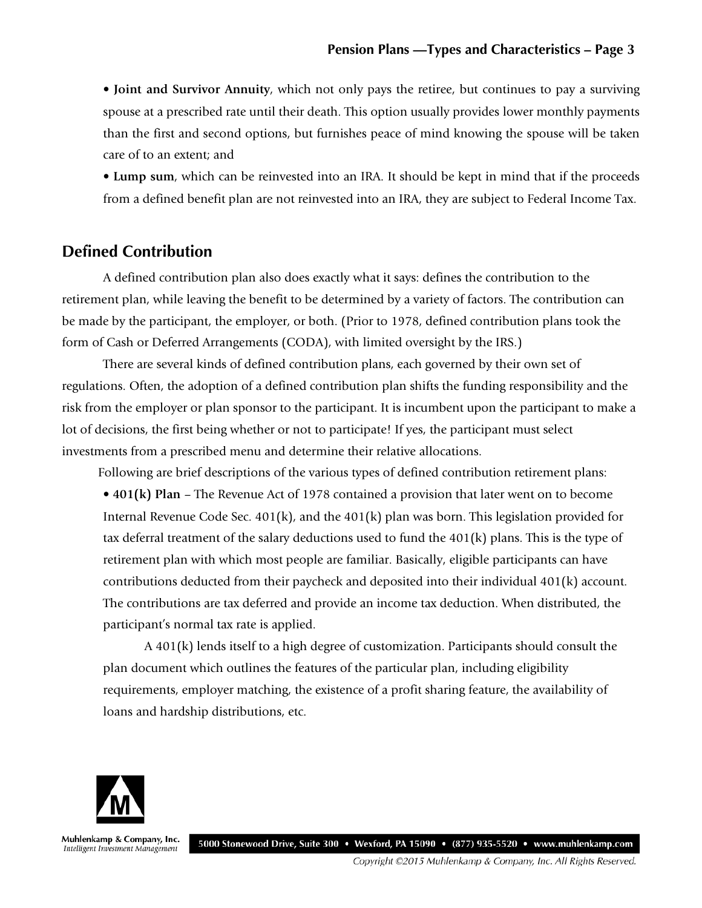- **Joint and Survivor Annuity**, which not only pays the retiree, but continues to pay a surviving spouse at a prescribed rate until their death. This option usually provides lower monthly payments than the first and second options, but furnishes peace of mind knowing the spouse will be taken care of to an extent; and
- **Lump sum**, which can be reinvested into an IRA. It should be kept in mind that if the proceeds from a defined benefit plan are not reinvested into an IRA, they are subject to Federal Income Tax.

## Defined Contribution

A defined contribution plan also does exactly what it says: defines the contribution to the retirement plan, while leaving the benefit to be determined by a variety of factors. The contribution can be made by the participant, the employer, or both. (Prior to 1978, defined contribution plans took the form of Cash or Deferred Arrangements (CODA), with limited oversight by the IRS.)

There are several kinds of defined contribution plans, each governed by their own set of regulations. Often, the adoption of a defined contribution plan shifts the funding responsibility and the risk from the employer or plan sponsor to the participant. It is incumbent upon the participant to make a lot of decisions, the first being whether or not to participate! If yes, the participant must select investments from a prescribed menu and determine their relative allocations.

Following are brief descriptions of the various types of defined contribution retirement plans:

- **401(k) Plan** – The Revenue Act of 1978 contained a provision that later went on to become Internal Revenue Code Sec. 401(k), and the 401(k) plan was born. This legislation provided for tax deferral treatment of the salary deductions used to fund the 401(k) plans. This is the type of retirement plan with which most people are familiar. Basically, eligible participants can have contributions deducted from their paycheck and deposited into their individual 401(k) account. The contributions are tax deferred and provide an income tax deduction. When distributed, the participant's normal tax rate is applied.

  A 401(k) lends itself to a high degree of customization. Participants should consult the plan document which outlines the features of the particular plan, including eligibility requirements, employer matching, the existence of a profit sharing feature, the availability of loans and hardship distributions, etc.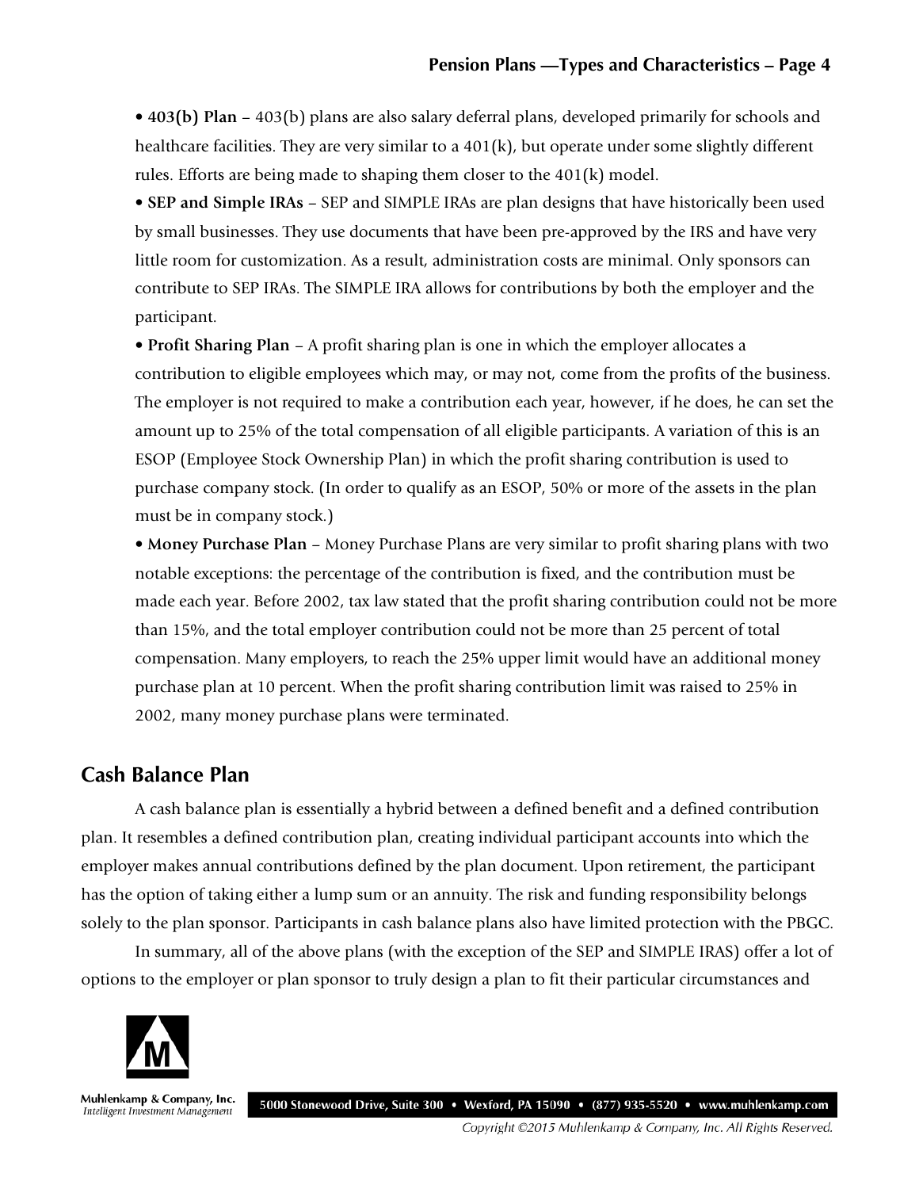- **403(b) Plan** – 403(b) plans are also salary deferral plans, developed primarily for schools and healthcare facilities. They are very similar to a 401(k), but operate under some slightly different rules. Efforts are being made to shaping them closer to the 401(k) model.
- **SEP and Simple IRAs** – SEP and SIMPLE IRAs are plan designs that have historically been used by small businesses. They use documents that have been pre-approved by the IRS and have very little room for customization. As a result, administration costs are minimal. Only sponsors can contribute to SEP IRAs. The SIMPLE IRA allows for contributions by both the employer and the participant.
- **Profit Sharing Plan** – A profit sharing plan is one in which the employer allocates a contribution to eligible employees which may, or may not, come from the profits of the business. The employer is not required to make a contribution each year, however, if he does, he can set the amount up to 25% of the total compensation of all eligible participants. A variation of this is an ESOP (Employee Stock Ownership Plan) in which the profit sharing contribution is used to purchase company stock. (In order to qualify as an ESOP, 50% or more of the assets in the plan must be in company stock.)
- **Money Purchase Plan** – Money Purchase Plans are very similar to profit sharing plans with two notable exceptions: the percentage of the contribution is fixed, and the contribution must be made each year. Before 2002, tax law stated that the profit sharing contribution could not be more than 15%, and the total employer contribution could not be more than 25 percent of total compensation. Many employers, to reach the 25% upper limit would have an additional money purchase plan at 10 percent. When the profit sharing contribution limit was raised to 25% in 2002, many money purchase plans were terminated.

## Cash Balance Plan

A cash balance plan is essentially a hybrid between a defined benefit and a defined contribution plan. It resembles a defined contribution plan, creating individual participant accounts into which the employer makes annual contributions defined by the plan document. Upon retirement, the participant has the option of taking either a lump sum or an annuity. The risk and funding responsibility belongs solely to the plan sponsor. Participants in cash balance plans also have limited protection with the PBGC.

In summary, all of the above plans (with the exception of the SEP and SIMPLE IRAS) offer a lot of options to the employer or plan sponsor to truly design a plan to fit their particular circumstances and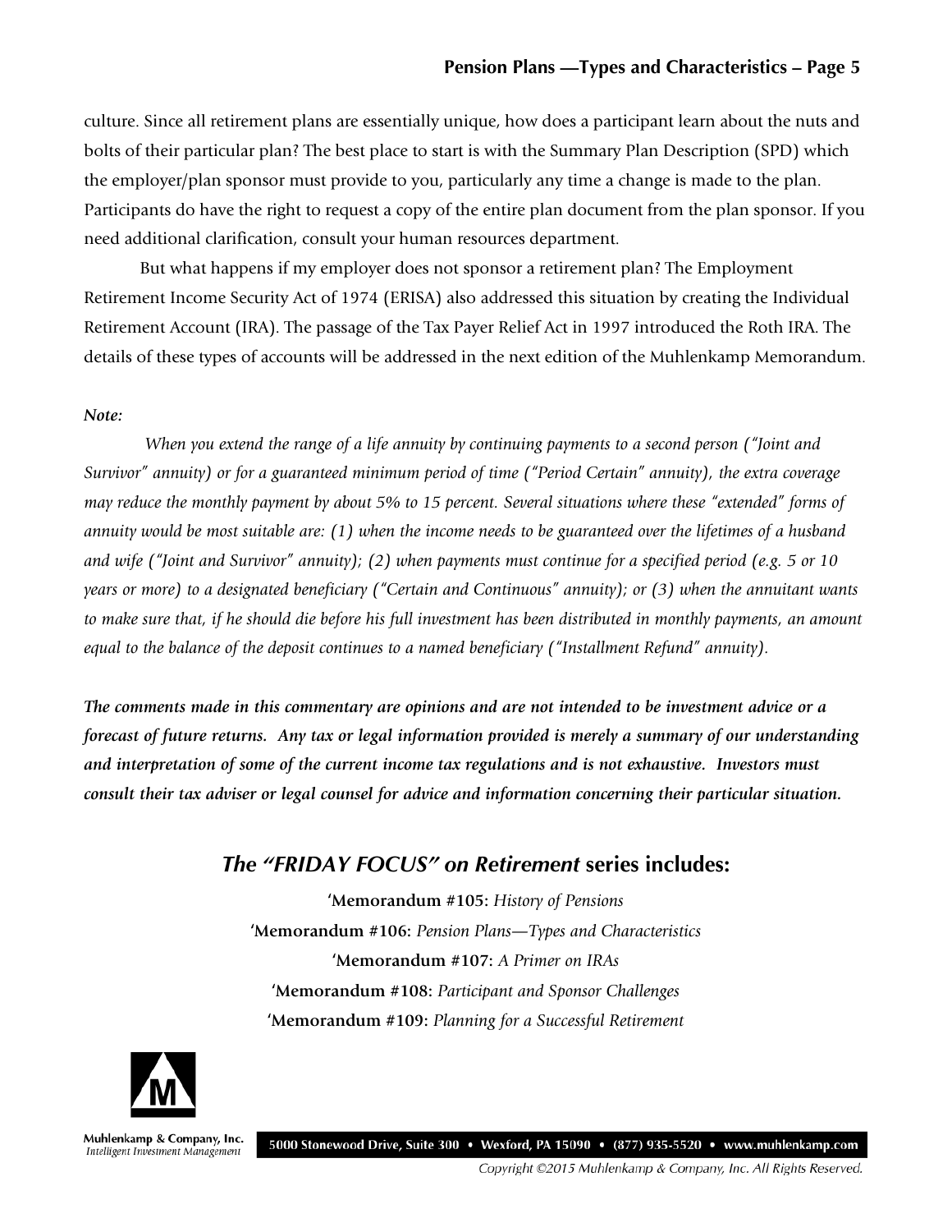culture. Since all retirement plans are essentially unique, how does a participant learn about the nuts and bolts of their particular plan? The best place to start is with the Summary Plan Description (SPD) which the employer/plan sponsor must provide to you, particularly any time a change is made to the plan. Participants do have the right to request a copy of the entire plan document from the plan sponsor. If you need additional clarification, consult your human resources department.

But what happens if my employer does not sponsor a retirement plan? The Employment Retirement Income Security Act of 1974 (ERISA) also addressed this situation by creating the Individual Retirement Account (IRA). The passage of the Tax Payer Relief Act in 1997 introduced the Roth IRA. The details of these types of accounts will be addressed in the next edition of the Muhlenkamp Memorandum.

***Note:***

*When you extend the range of a life annuity by continuing payments to a second person ("Joint and Survivor" annuity) or for a guaranteed minimum period of time ("Period Certain" annuity), the extra coverage may reduce the monthly payment by about 5% to 15 percent. Several situations where these "extended" forms of annuity would be most suitable are: (1) when the income needs to be guaranteed over the lifetimes of a husband and wife ("Joint and Survivor" annuity); (2) when payments must continue for a specified period (e.g. 5 or 10 years or more) to a designated beneficiary ("Certain and Continuous" annuity); or (3) when the annuitant wants to make sure that, if he should die before his full investment has been distributed in monthly payments, an amount equal to the balance of the deposit continues to a named beneficiary ("Installment Refund" annuity).*

***The comments made in this commentary are opinions and are not intended to be investment advice or a forecast of future returns. Any tax or legal information provided is merely a summary of our understanding and interpretation of some of the current income tax regulations and is not exhaustive. Investors must consult their tax adviser or legal counsel for advice and information concerning their particular situation.***

## *The "FRIDAY FOCUS" on Retirement* series includes:

'**Memorandum #105:** *History of Pensions*

'**Memorandum #106:** *Pension Plans—Types and Characteristics*

'**Memorandum #107:** *A Primer on IRAs*

'**Memorandum #108:** *Participant and Sponsor Challenges*

'**Memorandum #109:** *Planning for a Successful Retirement*

Muhlenkamp & Company, Inc.
*Intelligent Investment Management*

5000 Stonewood Drive, Suite 300 • Wexford, PA 15090 • (877) 935-5520 • www.muhlenkamp.com

*Copyright ©2015 Muhlenkamp & Company, Inc. All Rights Reserved.*